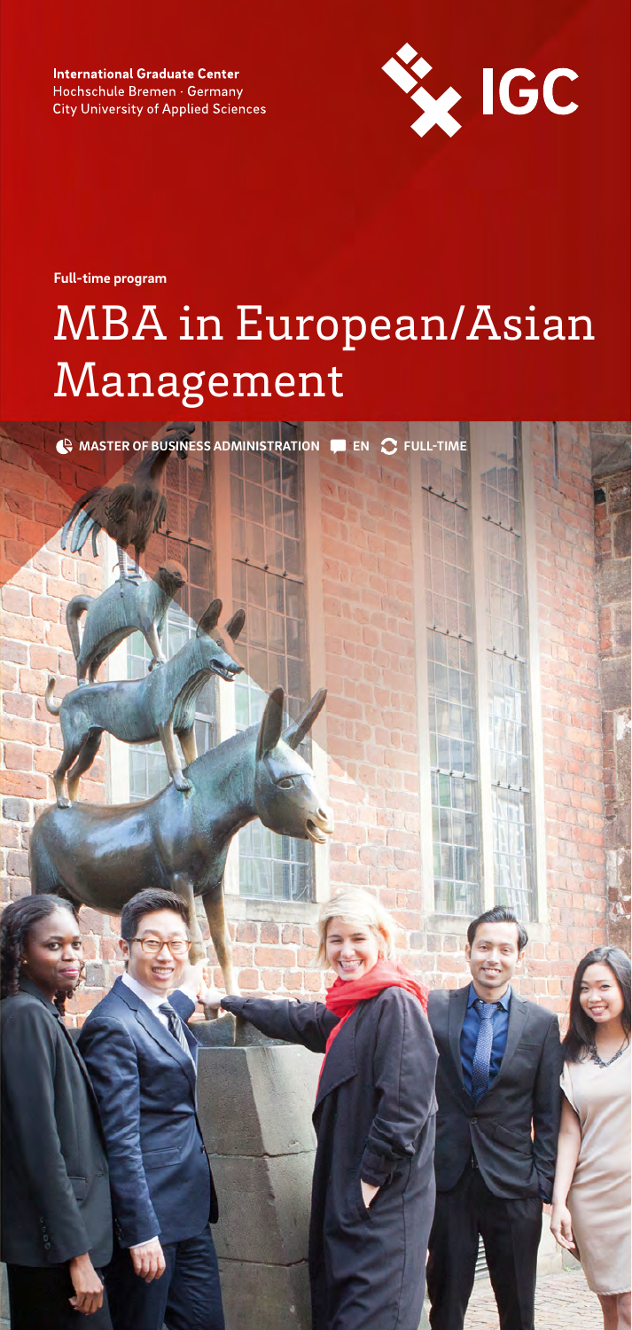**International Graduate Center**
Hochschule Bremen · Germany
City University of Applied Sciences

IGC

**Full-time program**

# MBA in European/Asian Management

**MASTER OF BUSINESS ADMINISTRATION** **EN** **FULL-TIME**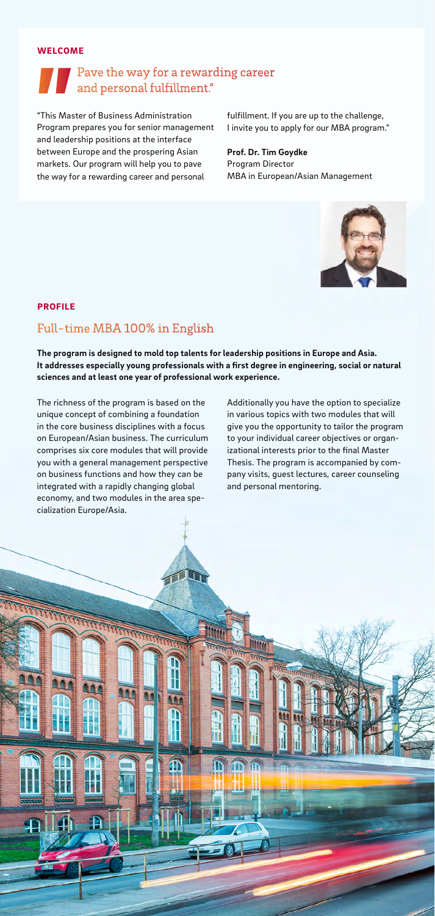## WELCOME

### Pave the way for a rewarding career and personal fulfillment."

"This Master of Business Administration Program prepares you for senior management and leadership positions at the interface between Europe and the prospering Asian markets. Our program will help you to pave the way for a rewarding career and personal fulfillment. If you are up to the challenge, I invite you to apply for our MBA program."

**Prof. Dr. Tim Goydke**
Program Director
MBA in European/Asian Management

## PROFILE

### Full-time MBA 100% in English

**The program is designed to mold top talents for leadership positions in Europe and Asia. It addresses especially young professionals with a first degree in engineering, social or natural sciences and at least one year of professional work experience.**

The richness of the program is based on the unique concept of combining a foundation in the core business disciplines with a focus on European/Asian business. The curriculum comprises six core modules that will provide you with a general management perspective on business functions and how they can be integrated with a rapidly changing global economy, and two modules in the area specialization Europe/Asia.

Additionally you have the option to specialize in various topics with two modules that will give you the opportunity to tailor the program to your individual career objectives or organizational interests prior to the final Master Thesis. The program is accompanied by company visits, guest lectures, career counseling and personal mentoring.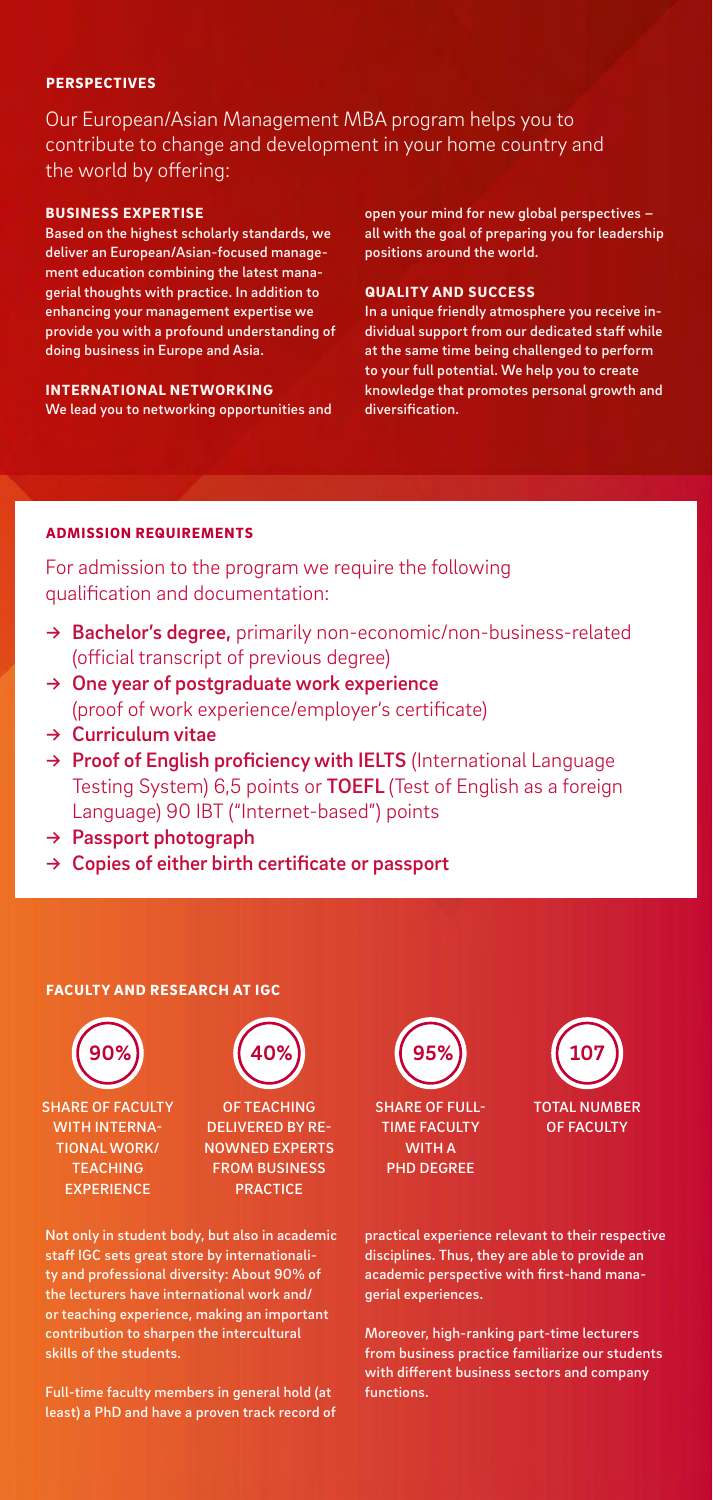## PERSPECTIVES

Our European/Asian Management MBA program helps you to contribute to change and development in your home country and the world by offering:

### BUSINESS EXPERTISE

Based on the highest scholarly standards, we deliver an European/Asian-focused management education combining the latest managerial thoughts with practice. In addition to enhancing your management expertise we provide you with a profound understanding of doing business in Europe and Asia.

### INTERNATIONAL NETWORKING

We lead you to networking opportunities and open your mind for new global perspectives – all with the goal of preparing you for leadership positions around the world.

### QUALITY AND SUCCESS

In a unique friendly atmosphere you receive individual support from our dedicated staff while at the same time being challenged to perform to your full potential. We help you to create knowledge that promotes personal growth and diversification.

## ADMISSION REQUIREMENTS

For admission to the program we require the following qualification and documentation:

- → **Bachelor's degree,** primarily non-economic/non-business-related (official transcript of previous degree)
- → **One year of postgraduate work experience** (proof of work experience/employer's certificate)
- → **Curriculum vitae**
- → **Proof of English proficiency with IELTS** (International Language Testing System) 6,5 points or **TOEFL** (Test of English as a foreign Language) 90 IBT ("Internet-based") points
- → **Passport photograph**
- → **Copies of either birth certificate or passport**

## FACULTY AND RESEARCH AT IGC

**90%** – SHARE OF FACULTY WITH INTERNATIONAL WORK/TEACHING EXPERIENCE

**40%** – OF TEACHING DELIVERED BY RENOWNED EXPERTS FROM BUSINESS PRACTICE

**95%** – SHARE OF FULL-TIME FACULTY WITH A PHD DEGREE

**107** – TOTAL NUMBER OF FACULTY

Not only in student body, but also in academic staff IGC sets great store by internationality and professional diversity: About 90% of the lecturers have international work and/or teaching experience, making an important contribution to sharpen the intercultural skills of the students.

Full-time faculty members in general hold (at least) a PhD and have a proven track record of practical experience relevant to their respective disciplines. Thus, they are able to provide an academic perspective with first-hand managerial experiences.

Moreover, high-ranking part-time lecturers from business practice familiarize our students with different business sectors and company functions.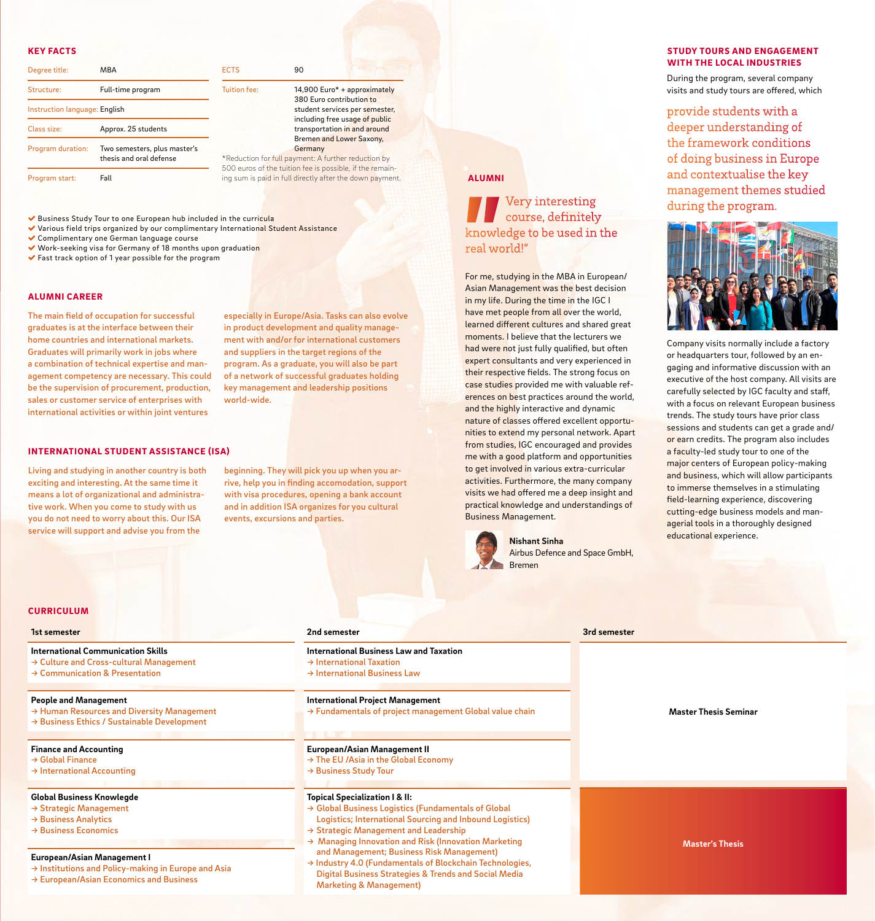## KEY FACTS

| | |
|---|---|
| Degree title: | MBA |
| Structure: | Full-time program |
| Instruction language: | English |
| Class size: | Approx. 25 students |
| Program duration: | Two semesters, plus master's thesis and oral defense |
| Program start: | Fall |
| ECTS | 90 |
| Tuition fee: | 14,900 Euro* + approximately 380 Euro contribution to student services per semester, including free usage of public transportation in and around Bremen and Lower Saxony, Germany |

*Reduction for full payment: A further reduction by 500 euros of the tuition fee is possible, if the remaining sum is paid in full directly after the down payment.

- ✔ Business Study Tour to one European hub included in the curricula
- ✔ Various field trips organized by our complimentary International Student Assistance
- ✔ Complimentary one German language course
- ✔ Work-seeking visa for Germany of 18 months upon graduation
- ✔ Fast track option of 1 year possible for the program

## ALUMNI CAREER

The main field of occupation for successful graduates is at the interface between their home countries and international markets. Graduates will primarily work in jobs where a combination of technical expertise and management competency are necessary. This could be the supervision of procurement, production, sales or customer service of enterprises with international activities or within joint ventures especially in Europe/Asia. Tasks can also evolve in product development and quality management with and/or for international customers and suppliers in the target regions of the program. As a graduate, you will also be part of a network of successful graduates holding key management and leadership positions world-wide.

## INTERNATIONAL STUDENT ASSISTANCE (ISA)

Living and studying in another country is both exciting and interesting. At the same time it means a lot of organizational and administrative work. When you come to study with us you do not need to worry about this. Our ISA service will support and advise you from the beginning. They will pick you up when you arrive, help you in finding accomodation, support with visa procedures, opening a bank account and in addition ISA organizes for you cultural events, excursions and parties.

## ALUMNI

"Very interesting course, definitely knowledge to be used in the real world!"

For me, studying in the MBA in European/Asian Management was the best decision in my life. During the time in the IGC I have met people from all over the world, learned different cultures and shared great moments. I believe that the lecturers we had were not just fully qualified, but often expert consultants and very experienced in their respective fields. The strong focus on case studies provided me with valuable references on best practices around the world, and the highly interactive and dynamic nature of classes offered excellent opportunities to extend my personal network. Apart from studies, IGC encouraged and provides me with a good platform and opportunities to get involved in various extra-curricular activities. Furthermore, the many company visits we had offered me a deep insight and practical knowledge and understandings of Business Management.

**Nishant Sinha**
Airbus Defence and Space GmbH, Bremen

## STUDY TOURS AND ENGAGEMENT WITH THE LOCAL INDUSTRIES

During the program, several company visits and study tours are offered, which provide students with a deeper understanding of the framework conditions of doing business in Europe and contextualise the key management themes studied during the program.

Company visits normally include a factory or headquarters tour, followed by an engaging and informative discussion with an executive of the host company. All visits are carefully selected by IGC faculty and staff, with a focus on relevant European business trends. The study tours have prior class sessions and students can get a grade and/or earn credits. The program also includes a faculty-led study tour to one of the major centers of European policy-making and business, which will allow participants to immerse themselves in a stimulating field-learning experience, discovering cutting-edge business models and managerial tools in a thoroughly designed educational experience.

## CURRICULUM

### 1st semester

**International Communication Skills**
→ Culture and Cross-cultural Management
→ Communication & Presentation

**People and Management**
→ Human Resources and Diversity Management
→ Business Ethics / Sustainable Development

**Finance and Accounting**
→ Global Finance
→ International Accounting

**Global Business Knowlegde**
→ Strategic Management
→ Business Analytics
→ Business Economics

**European/Asian Management I**
→ Institutions and Policy-making in Europe and Asia
→ European/Asian Economics and Business

### 2nd semester

**International Business Law and Taxation**
→ International Taxation
→ International Business Law

**International Project Management**
→ Fundamentals of project management Global value chain

**European/Asian Management II**
→ The EU /Asia in the Global Economy
→ Business Study Tour

**Topical Specialization I & II:**
→ Global Business Logistics (Fundamentals of Global Logistics; International Sourcing and Inbound Logistics)
→ Strategic Management and Leadership
→ Managing Innovation and Risk (Innovation Marketing and Management; Business Risk Management)
→ Industry 4.0 (Fundamentals of Blockchain Technologies, Digital Business Strategies & Trends and Social Media Marketing & Management)

### 3rd semester

**Master Thesis Seminar**

**Master's Thesis**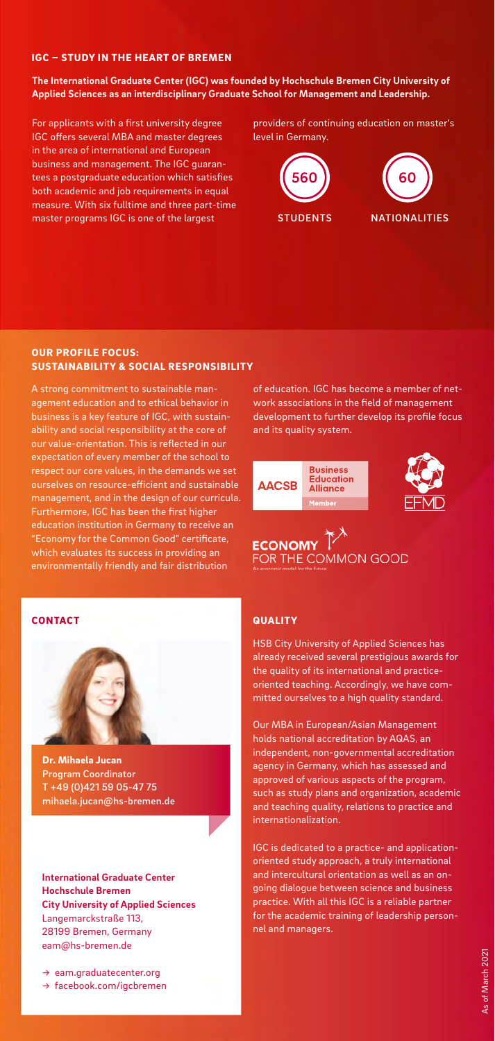## IGC – STUDY IN THE HEART OF BREMEN

**The International Graduate Center (IGC) was founded by Hochschule Bremen City University of Applied Sciences as an interdisciplinary Graduate School for Management and Leadership.**

For applicants with a first university degree IGC offers several MBA and master degrees in the area of international and European business and management. The IGC guarantees a postgraduate education which satisfies both academic and job requirements in equal measure. With six fulltime and three part-time master programs IGC is one of the largest providers of continuing education on master's level in Germany.

560
STUDENTS

60
NATIONALITIES

## OUR PROFILE FOCUS: SUSTAINABILITY & SOCIAL RESPONSIBILITY

A strong commitment to sustainable management education and to ethical behavior in business is a key feature of IGC, with sustainability and social responsibility at the core of our value-orientation. This is reflected in our expectation of every member of the school to respect our core values, in the demands we set ourselves on resource-efficient and sustainable management, and in the design of our curricula. Furthermore, IGC has been the first higher education institution in Germany to receive an "Economy for the Common Good" certificate, which evaluates its success in providing an environmentally friendly and fair distribution of education. IGC has become a member of network associations in the field of management development to further develop its profile focus and its quality system.

AACSB Business Education Alliance Member

EFMD

ECONOMY FOR THE COMMON GOOD

## CONTACT

**Dr. Mihaela Jucan**
Program Coordinator
T +49 (0)421 59 05-47 75
mihaela.jucan@hs-bremen.de

**International Graduate Center**
**Hochschule Bremen**
**City University of Applied Sciences**
Langemarckstraße 113,
28199 Bremen, Germany
eam@hs-bremen.de

→ eam.graduatecenter.org
→ facebook.com/igcbremen

## QUALITY

HSB City University of Applied Sciences has already received several prestigious awards for the quality of its international and practice-oriented teaching. Accordingly, we have committed ourselves to a high quality standard.

Our MBA in European/Asian Management holds national accreditation by AQAS, an independent, non-governmental accreditation agency in Germany, which has assessed and approved of various aspects of the program, such as study plans and organization, academic and teaching quality, relations to practice and internationalization.

IGC is dedicated to a practice- and application-oriented study approach, a truly international and intercultural orientation as well as an ongoing dialogue between science and business practice. With all this IGC is a reliable partner for the academic training of leadership personnel and managers.

As of March 2021